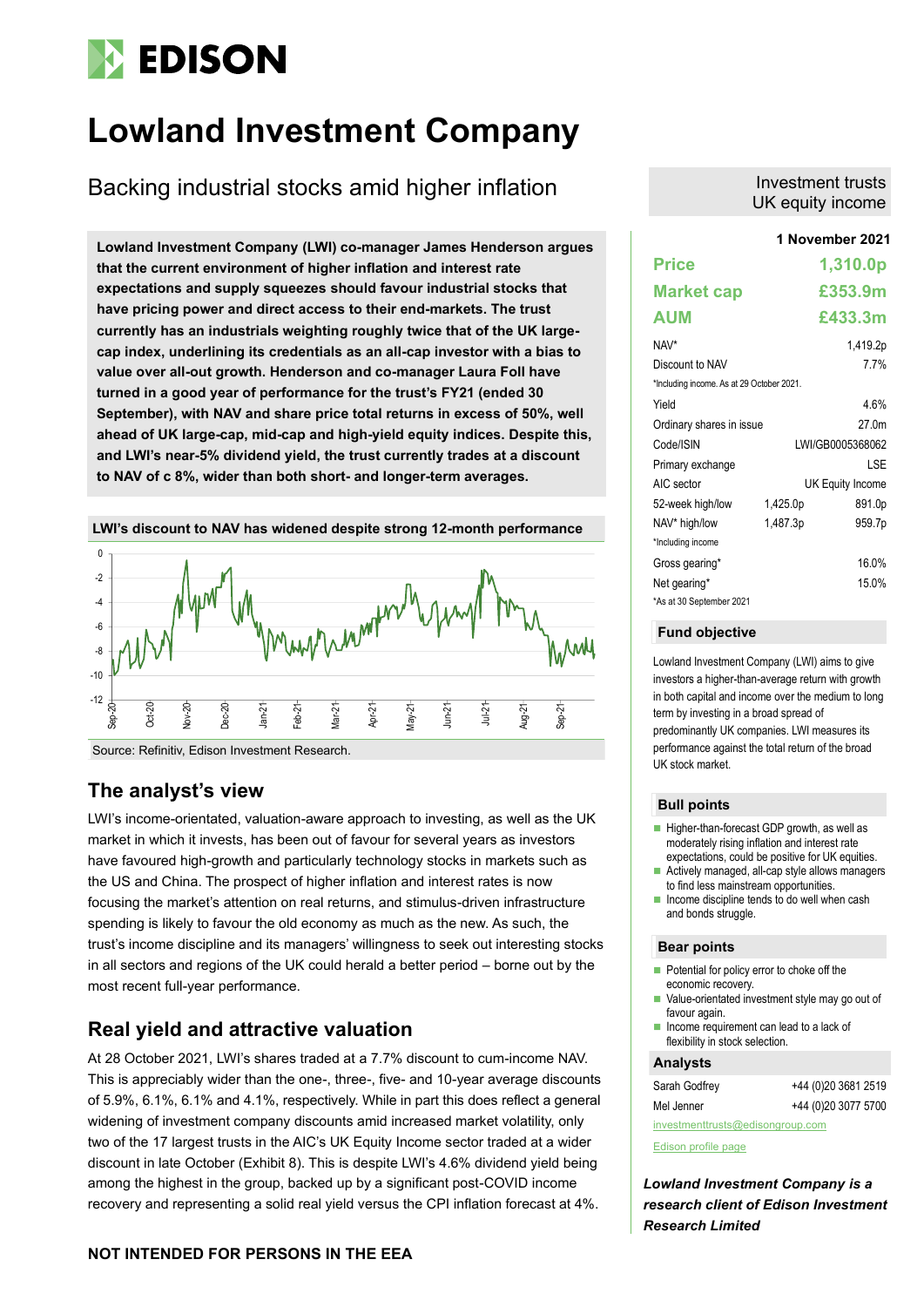# EDISON

# Lowland Investment Company

## Backing industrial stocks amid higher inflation

Investment trusts
UK equity income

**1 November 2021**

**Lowland Investment Company (LWI) co-manager James Henderson argues that the current environment of higher inflation and interest rate expectations and supply squeezes should favour industrial stocks that have pricing power and direct access to their end-markets. The trust currently has an industrials weighting roughly twice that of the UK large-cap index, underlining its credentials as an all-cap investor with a bias to value over all-out growth. Henderson and co-manager Laura Foll have turned in a good year of performance for the trust's FY21 (ended 30 September), with NAV and share price total returns in excess of 50%, well ahead of UK large-cap, mid-cap and high-yield equity indices. Despite this, and LWI's near-5% dividend yield, the trust currently trades at a discount to NAV of c 8%, wider than both short- and longer-term averages.**

| | | |
|---|---|---|
| **Price** | | **1,310.0p** |
| **Market cap** | | **£353.9m** |
| **AUM** | | **£433.3m** |
| NAV* | | 1,419.2p |
| Discount to NAV | | 7.7% |
| *Including income. As at 29 October 2021. | | |
| Yield | | 4.6% |
| Ordinary shares in issue | | 27.0m |
| Code/ISIN | | LWI/GB0005368062 |
| Primary exchange | | LSE |
| AIC sector | | UK Equity Income |
| 52-week high/low | 1,425.0p | 891.0p |
| NAV* high/low | 1,487.3p | 959.7p |
| *Including income | | |
| Gross gearing* | | 16.0% |
| Net gearing* | | 15.0% |
| *As at 30 September 2021 | | |

**LWI's discount to NAV has widened despite strong 12-month performance**

Source: Refinitiv, Edison Investment Research.

### Fund objective

Lowland Investment Company (LWI) aims to give investors a higher-than-average return with growth in both capital and income over the medium to long term by investing in a broad spread of predominantly UK companies. LWI measures its performance against the total return of the broad UK stock market.

### Bull points

- Higher-than-forecast GDP growth, as well as moderately rising inflation and interest rate expectations, could be positive for UK equities.
- Actively managed, all-cap style allows managers to find less mainstream opportunities.
- Income requirement tends to do well when cash and bonds struggle.

### Bear points

- Potential for policy error to choke off the economic recovery.
- Value-orientated investment style may go out of favour again.
- Income requirement can lead to a lack of flexibility in stock selection.

### Analysts

| | |
|---|---|
| Sarah Godfrey | +44 (0)20 3681 2519 |
| Mel Jenner | +44 (0)20 3077 5700 |

investmenttrusts@edisongroup.com

Edison profile page

***Lowland Investment Company is a research client of Edison Investment Research Limited***

## The analyst's view

LWI's income-orientated, valuation-aware approach to investing, as well as the UK market in which it invests, has been out of favour for several years as investors have favoured high-growth and particularly technology stocks in markets such as the US and China. The prospect of higher inflation and interest rates is now focusing the market's attention on real returns, and stimulus-driven infrastructure spending is likely to favour the old economy as much as the new. As such, the trust's income discipline and its managers' willingness to seek out interesting stocks in all sectors and regions of the UK could herald a better period – borne out by the most recent full-year performance.

## Real yield and attractive valuation

At 28 October 2021, LWI's shares traded at a 7.7% discount to cum-income NAV. This is appreciably wider than the one-, three-, five- and 10-year average discounts of 5.9%, 6.1%, 6.1% and 4.1%, respectively. While in part this does reflect a general widening of investment company discounts amid increased market volatility, only two of the 17 largest trusts in the AIC's UK Equity Income sector traded at a wider discount in late October (Exhibit 8). This is despite LWI's 4.6% dividend yield being among the highest in the group, backed up by a significant post-COVID income recovery and representing a solid real yield versus the CPI inflation forecast at 4%.

**NOT INTENDED FOR PERSONS IN THE EEA**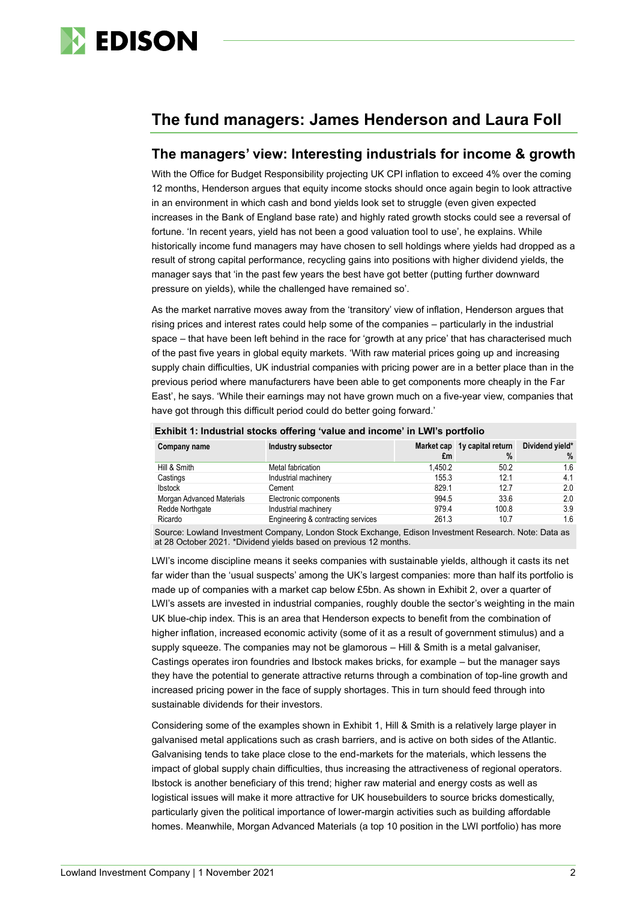## The fund managers: James Henderson and Laura Foll

### The managers' view: Interesting industrials for income & growth

With the Office for Budget Responsibility projecting UK CPI inflation to exceed 4% over the coming 12 months, Henderson argues that equity income stocks should once again begin to look attractive in an environment in which cash and bond yields look set to struggle (even given expected increases in the Bank of England base rate) and highly rated growth stocks could see a reversal of fortune. 'In recent years, yield has not been a good valuation tool to use', he explains. While historically income fund managers may have chosen to sell holdings where yields had dropped as a result of strong capital performance, recycling gains into positions with higher dividend yields, the manager says that 'in the past few years the best have got better (putting further downward pressure on yields), while the challenged have remained so'.

As the market narrative moves away from the 'transitory' view of inflation, Henderson argues that rising prices and interest rates could help some of the companies – particularly in the industrial space – that have been left behind in the race for 'growth at any price' that has characterised much of the past five years in global equity markets. 'With raw material prices going up and increasing supply chain difficulties, UK industrial companies with pricing power are in a better place than in the previous period where manufacturers have been able to get components more cheaply in the Far East', he says. 'While their earnings may not have grown much on a five-year view, companies that have got through this difficult period could do better going forward.'

**Exhibit 1: Industrial stocks offering 'value and income' in LWI's portfolio**

| Company name | Industry subsector | Market cap £m | 1y capital return % | Dividend yield* % |
|---|---|---|---|---|
| Hill & Smith | Metal fabrication | 1,450.2 | 50.2 | 1.6 |
| Castings | Industrial machinery | 155.3 | 12.1 | 4.1 |
| Ibstock | Cement | 829.1 | 12.7 | 2.0 |
| Morgan Advanced Materials | Electronic components | 994.5 | 33.6 | 2.0 |
| Redde Northgate | Industrial machinery | 979.4 | 100.8 | 3.9 |
| Ricardo | Engineering & contracting services | 261.3 | 10.7 | 1.6 |

Source: Lowland Investment Company, London Stock Exchange, Edison Investment Research. Note: Data as at 28 October 2021. *Dividend yields based on previous 12 months.

LWI's income discipline means it seeks companies with sustainable yields, although it casts its net far wider than the 'usual suspects' among the UK's largest companies: more than half its portfolio is made up of companies with a market cap below £5bn. As shown in Exhibit 2, over a quarter of LWI's assets are invested in industrial companies, roughly double the sector's weighting in the main UK blue-chip index. This is an area that Henderson expects to benefit from the combination of higher inflation, increased economic activity (some of it as a result of government stimulus) and a supply squeeze. The companies may not be glamorous – Hill & Smith is a metal galvaniser, Castings operates iron foundries and Ibstock makes bricks, for example – but the manager says they have the potential to generate attractive returns through a combination of top-line growth and increased pricing power in the face of supply shortages. This in turn should feed through into sustainable dividends for their investors.

Considering some of the examples shown in Exhibit 1, Hill & Smith is a relatively large player in galvanised metal applications such as crash barriers, and is active on both sides of the Atlantic. Galvanising tends to take place close to the end-markets for the materials, which lessens the impact of global supply chain difficulties, thus increasing the attractiveness of regional operators. Ibstock is another beneficiary of this trend; higher raw material and energy costs as well as logistical issues will make it more attractive for UK housebuilders to source bricks domestically, particularly given the political importance of lower-margin activities such as building affordable homes. Meanwhile, Morgan Advanced Materials (a top 10 position in the LWI portfolio) has more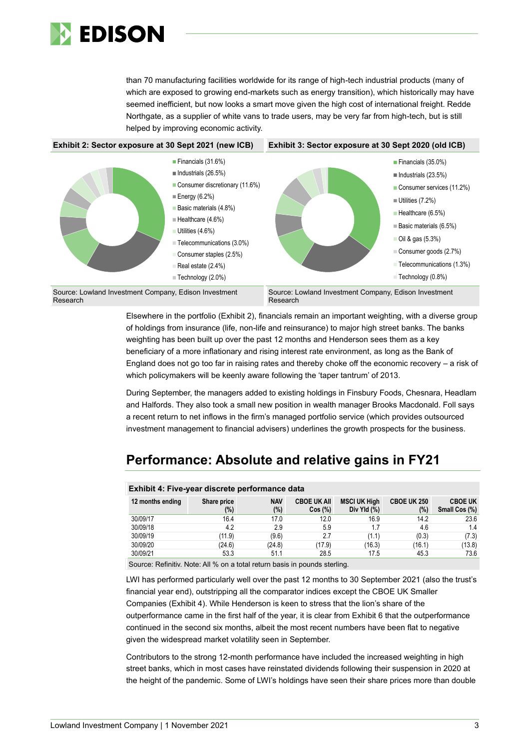than 70 manufacturing facilities worldwide for its range of high-tech industrial products (many of which are exposed to growing end-markets such as energy transition), which historically may have seemed inefficient, but now looks a smart move given the high cost of international freight. Redde Northgate, as a supplier of white vans to trade users, may be very far from high-tech, but is still helped by improving economic activity.

**Exhibit 2: Sector exposure at 30 Sept 2021 (new ICB)**

- Financials (31.6%)
- Industrials (26.5%)
- Consumer discretionary (11.6%)
- Energy (6.2%)
- Basic materials (4.8%)
- Healthcare (4.6%)
- Utilities (4.6%)
- Telecommunications (3.0%)
- Consumer staples (2.5%)
- Real estate (2.4%)
- Technology (2.0%)

Source: Lowland Investment Company, Edison Investment Research

**Exhibit 3: Sector exposure at 30 Sept 2020 (old ICB)**

- Financials (35.0%)
- Industrials (23.5%)
- Consumer services (11.2%)
- Utilities (7.2%)
- Healthcare (6.5%)
- Basic materials (6.5%)
- Oil & gas (5.3%)
- Consumer goods (2.7%)
- Telecommunications (1.3%)
- Technology (0.8%)

Source: Lowland Investment Company, Edison Investment Research

Elsewhere in the portfolio (Exhibit 2), financials remain an important weighting, with a diverse group of holdings from insurance (life, non-life and reinsurance) to major high street banks. The banks weighting has been built up over the past 12 months and Henderson sees them as a key beneficiary of a more inflationary and rising interest rate environment, as long as the Bank of England does not go too far in raising rates and thereby choke off the economic recovery – a risk of which policymakers will be keenly aware following the 'taper tantrum' of 2013.

During September, the managers added to existing holdings in Finsbury Foods, Chesnara, Headlam and Halfords. They also took a small new position in wealth manager Brooks Macdonald. Foll says a recent return to net inflows in the firm's managed portfolio service (which provides outsourced investment management to financial advisers) underlines the growth prospects for the business.

## Performance: Absolute and relative gains in FY21

**Exhibit 4: Five-year discrete performance data**

| 12 months ending | Share price (%) | NAV (%) | CBOE UK All Cos (%) | MSCI UK High Div Yld (%) | CBOE UK 250 (%) | CBOE UK Small Cos (%) |
|---|---|---|---|---|---|---|
| 30/09/17 | 16.4 | 17.0 | 12.0 | 16.9 | 14.2 | 23.6 |
| 30/09/18 | 4.2 | 2.9 | 5.9 | 1.7 | 4.6 | 1.4 |
| 30/09/19 | (11.9) | (9.6) | 2.7 | (1.1) | (0.3) | (7.3) |
| 30/09/20 | (24.6) | (24.8) | (17.9) | (16.3) | (16.1) | (13.8) |
| 30/09/21 | 53.3 | 51.1 | 28.5 | 17.5 | 45.3 | 73.6 |

Source: Refinitiv. Note: All % on a total return basis in pounds sterling.

LWI has performed particularly well over the past 12 months to 30 September 2021 (also the trust's financial year end), outstripping all the comparator indices except the CBOE UK Smaller Companies (Exhibit 4). While Henderson is keen to stress that the lion's share of the outperformance came in the first half of the year, it is clear from Exhibit 6 that the outperformance continued in the second six months, albeit the most recent numbers have been flat to negative given the widespread market volatility seen in September.

Contributors to the strong 12-month performance have included the increased weighting in high street banks, which in most cases have reinstated dividends following their suspension in 2020 at the height of the pandemic. Some of LWI's holdings have seen their share prices more than double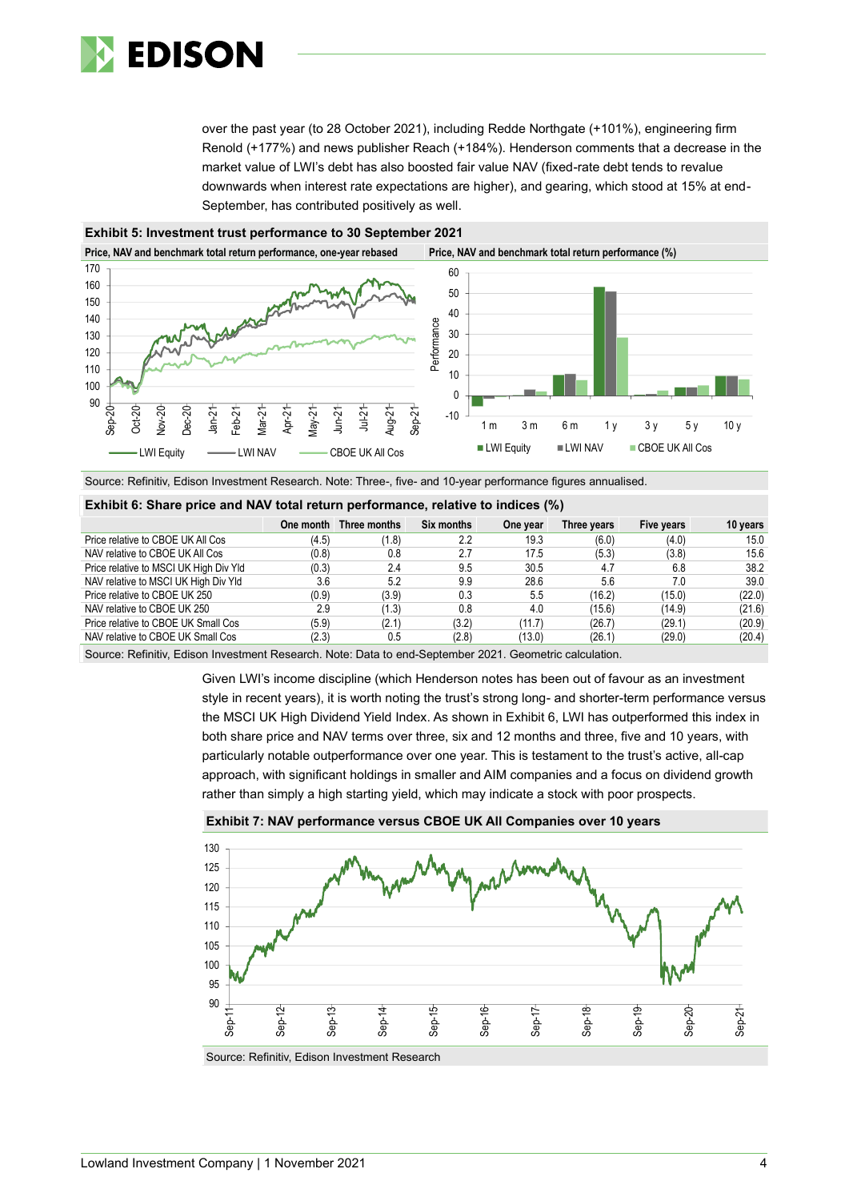over the past year (to 28 October 2021), including Redde Northgate (+101%), engineering firm Renold (+177%) and news publisher Reach (+184%). Henderson comments that a decrease in the market value of LWI's debt has also boosted fair value NAV (fixed-rate debt tends to revalue downwards when interest rate expectations are higher), and gearing, which stood at 15% at end-September, has contributed positively as well.

**Exhibit 5: Investment trust performance to 30 September 2021**

**Price, NAV and benchmark total return performance, one-year rebased**

**Price, NAV and benchmark total return performance (%)**

Source: Refinitiv, Edison Investment Research. Note: Three-, five- and 10-year performance figures annualised.

**Exhibit 6: Share price and NAV total return performance, relative to indices (%)**

| | One month | Three months | Six months | One year | Three years | Five years | 10 years |
|---|---|---|---|---|---|---|---|
| Price relative to CBOE UK All Cos | (4.5) | (1.8) | 2.2 | 19.3 | (6.0) | (4.0) | 15.0 |
| NAV relative to CBOE UK All Cos | (0.8) | 0.8 | 2.7 | 17.5 | (5.3) | (3.8) | 15.6 |
| Price relative to MSCI UK High Div Yld | (0.3) | 2.4 | 9.5 | 30.5 | 4.7 | 6.8 | 38.2 |
| NAV relative to MSCI UK High Div Yld | 3.6 | 5.2 | 9.9 | 28.6 | 5.6 | 7.0 | 39.0 |
| Price relative to CBOE UK 250 | (0.9) | (3.9) | 0.3 | 5.5 | (16.2) | (15.0) | (22.0) |
| NAV relative to CBOE UK 250 | 2.9 | (1.3) | 0.8 | 4.0 | (15.6) | (14.9) | (21.6) |
| Price relative to CBOE UK Small Cos | (5.9) | (2.1) | (3.2) | (11.7) | (26.7) | (29.1) | (20.9) |
| NAV relative to CBOE UK Small Cos | (2.3) | 0.5 | (2.8) | (13.0) | (26.1) | (29.0) | (20.4) |

Source: Refinitiv, Edison Investment Research. Note: Data to end-September 2021. Geometric calculation.

Given LWI's income discipline (which Henderson notes has been out of favour as an investment style in recent years), it is worth noting the trust's strong long- and shorter-term performance versus the MSCI UK High Dividend Yield Index. As shown in Exhibit 6, LWI has outperformed this index in both share price and NAV terms over three, six and 12 months and three, five and 10 years, with particularly notable outperformance over one year. This is testament to the trust's active, all-cap approach, with significant holdings in smaller and AIM companies and a focus on dividend growth rather than simply a high starting yield, which may indicate a stock with poor prospects.

**Exhibit 7: NAV performance versus CBOE UK All Companies over 10 years**

Source: Refinitiv, Edison Investment Research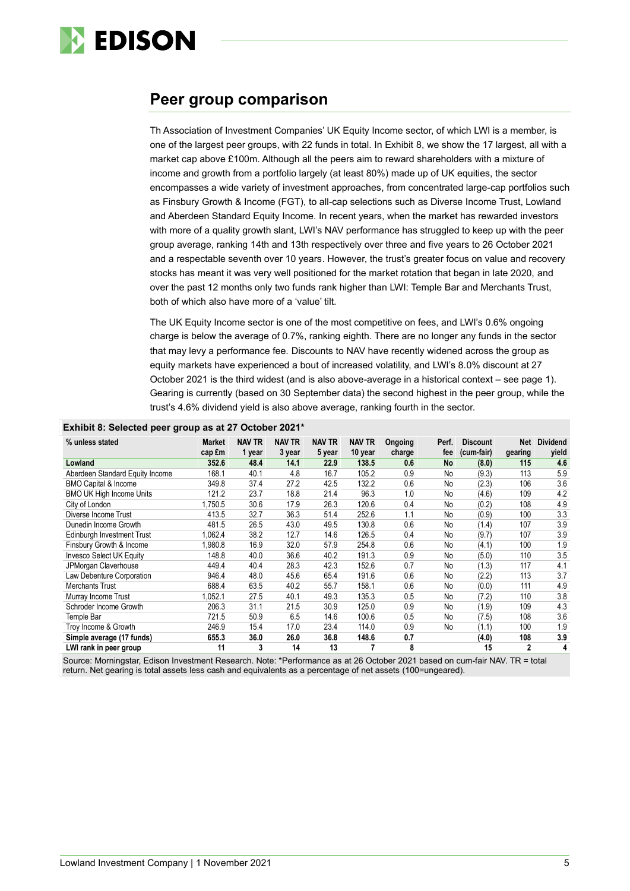## Peer group comparison

Th Association of Investment Companies' UK Equity Income sector, of which LWI is a member, is one of the largest peer groups, with 22 funds in total. In Exhibit 8, we show the 17 largest, all with a market cap above £100m. Although all the peers aim to reward shareholders with a mixture of income and growth from a portfolio largely (at least 80%) made up of UK equities, the sector encompasses a wide variety of investment approaches, from concentrated large-cap portfolios such as Finsbury Growth & Income (FGT), to all-cap selections such as Diverse Income Trust, Lowland and Aberdeen Standard Equity Income. In recent years, when the market has rewarded investors with more of a quality growth slant, LWI's NAV performance has struggled to keep up with the peer group average, ranking 14th and 13th respectively over three and five years to 26 October 2021 and a respectable seventh over 10 years. However, the trust's greater focus on value and recovery stocks has meant it was very well positioned for the market rotation that began in late 2020, and over the past 12 months only two funds rank higher than LWI: Temple Bar and Merchants Trust, both of which also have more of a 'value' tilt.

The UK Equity Income sector is one of the most competitive on fees, and LWI's 0.6% ongoing charge is below the average of 0.7%, ranking eighth. There are no longer any funds in the sector that may levy a performance fee. Discounts to NAV have recently widened across the group as equity markets have experienced a bout of increased volatility, and LWI's 8.0% discount at 27 October 2021 is the third widest (and is also above-average in a historical context – see page 1). Gearing is currently (based on 30 September data) the second highest in the peer group, while the trust's 4.6% dividend yield is also above average, ranking fourth in the sector.

**Exhibit 8: Selected peer group as at 27 October 2021***

| % unless stated | Market cap £m | NAV TR 1 year | NAV TR 3 year | NAV TR 5 year | NAV TR 10 year | Ongoing charge | Perf. fee | Discount (cum-fair) | Net gearing | Dividend yield |
|---|---|---|---|---|---|---|---|---|---|---|
| **Lowland** | **352.6** | **48.4** | **14.1** | **22.9** | **138.5** | **0.6** | **No** | **(8.0)** | **115** | **4.6** |
| Aberdeen Standard Equity Income | 168.1 | 40.1 | 4.8 | 16.7 | 105.2 | 0.9 | No | (9.3) | 113 | 5.9 |
| BMO Capital & Income | 349.8 | 37.4 | 27.2 | 42.5 | 132.2 | 0.6 | No | (2.3) | 106 | 3.6 |
| BMO UK High Income Units | 121.2 | 23.7 | 18.8 | 21.4 | 96.3 | 1.0 | No | (4.6) | 109 | 4.2 |
| City of London | 1,750.5 | 30.6 | 17.9 | 26.3 | 120.6 | 0.4 | No | (0.2) | 108 | 4.9 |
| Diverse Income Trust | 413.5 | 32.7 | 36.3 | 51.4 | 252.6 | 1.1 | No | (0.9) | 100 | 3.3 |
| Dunedin Income Growth | 481.5 | 26.5 | 43.0 | 49.5 | 130.8 | 0.6 | No | (1.4) | 107 | 3.9 |
| Edinburgh Investment Trust | 1,062.4 | 38.2 | 12.7 | 14.6 | 126.5 | 0.4 | No | (9.7) | 107 | 3.9 |
| Finsbury Growth & Income | 1,980.8 | 16.9 | 32.0 | 57.9 | 254.8 | 0.6 | No | (4.1) | 100 | 1.9 |
| Invesco Select UK Equity | 148.8 | 40.0 | 36.6 | 40.2 | 191.3 | 0.9 | No | (5.0) | 110 | 3.5 |
| JPMorgan Claverhouse | 449.4 | 40.4 | 28.3 | 42.3 | 152.6 | 0.7 | No | (1.3) | 117 | 4.1 |
| Law Debenture Corporation | 946.4 | 48.0 | 45.6 | 65.4 | 191.6 | 0.6 | No | (2.2) | 113 | 3.7 |
| Merchants Trust | 688.4 | 63.5 | 40.2 | 55.7 | 158.1 | 0.6 | No | (0.0) | 111 | 4.9 |
| Murray Income Trust | 1,052.1 | 27.5 | 40.1 | 49.3 | 135.3 | 0.5 | No | (7.2) | 110 | 3.8 |
| Schroder Income Growth | 206.3 | 31.1 | 21.5 | 30.9 | 125.0 | 0.9 | No | (1.9) | 109 | 4.3 |
| Temple Bar | 721.5 | 50.9 | 6.5 | 14.6 | 100.6 | 0.5 | No | (7.5) | 108 | 3.6 |
| Troy Income & Growth | 246.9 | 15.4 | 17.0 | 23.4 | 114.0 | 0.9 | No | (1.1) | 100 | 1.9 |
| **Simple average (17 funds)** | **655.3** | **36.0** | **26.0** | **36.8** | **148.6** | **0.7** | | **(4.0)** | **108** | **3.9** |
| **LWI rank in peer group** | **11** | **3** | **14** | **13** | **7** | **8** | | **15** | **2** | **4** |

Source: Morningstar, Edison Investment Research. Note: *Performance as at 26 October 2021 based on cum-fair NAV. TR = total return. Net gearing is total assets less cash and equivalents as a percentage of net assets (100=ungeared).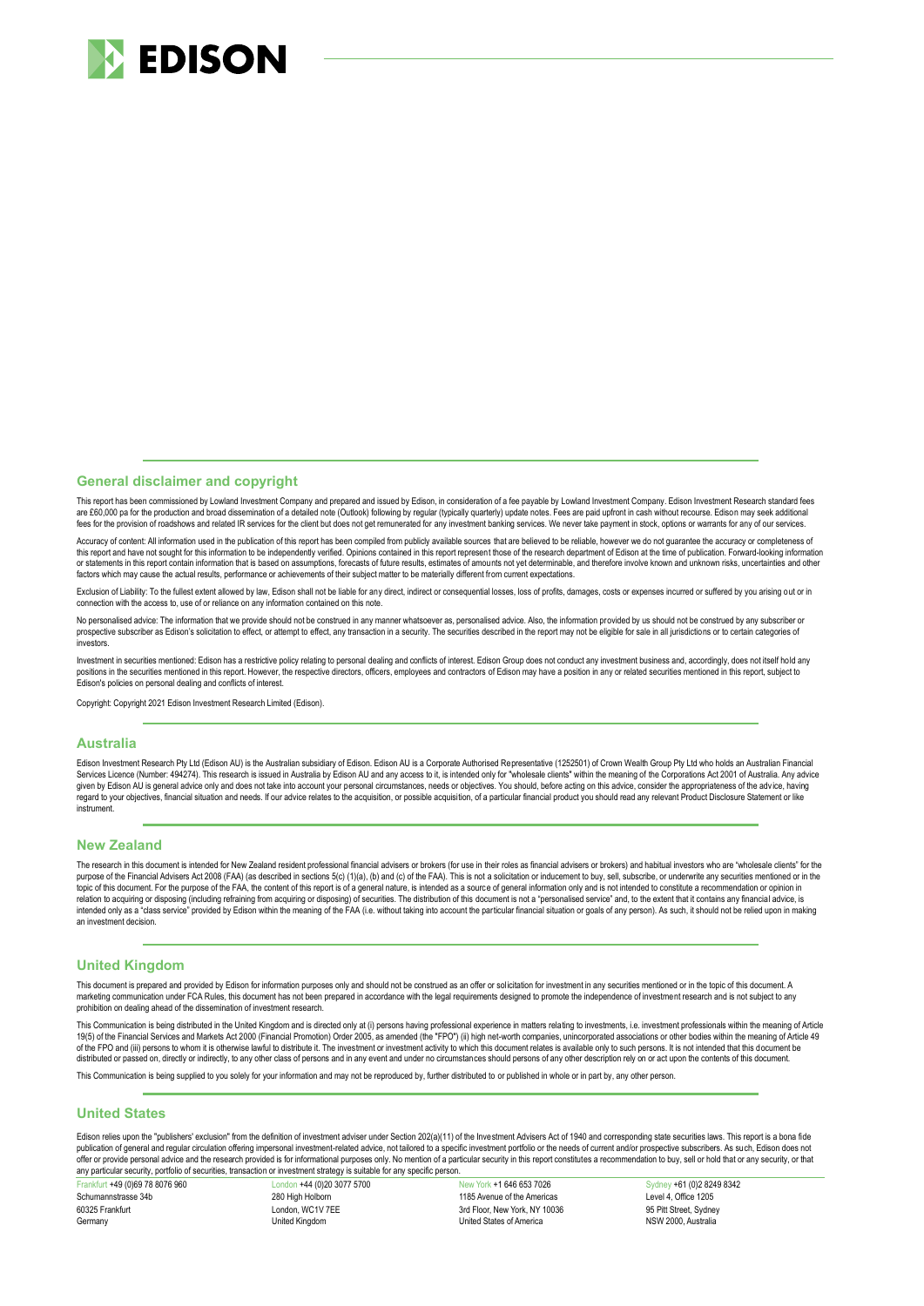## General disclaimer and copyright

This report has been commissioned by Lowland Investment Company and prepared and issued by Edison, in consideration of a fee payable by Lowland Investment Company. Edison Investment Research standard fees are £60,000 pa for the production and broad dissemination of a detailed note (Outlook) following by regular (typically quarterly) update notes. Fees are paid upfront in cash without recourse. Edison may seek additional fees for the provision of roadshows and related IR services for the client but does not get remunerated for any investment banking services. We never take payment in stock, options or warrants for any of our services.

Accuracy of content: All information used in the publication of this report has been compiled from publicly available sources that are believed to be reliable, however we do not guarantee the accuracy or completeness of this report and have not sought for this information to be independently verified. Opinions contained in this report represent those of the research department of Edison at the time of publication. Forward-looking information or statements in this report contain information that is based on assumptions, forecasts of future results, estimates of amounts not yet determinable, and therefore involve known and unknown risks, uncertainties and other factors which may cause the actual results, performance or achievements of their subject matter to be materially different from current expectations.

Exclusion of Liability: To the fullest extent allowed by law, Edison shall not be liable for any direct, indirect or consequential losses, loss of profits, damages, costs or expenses incurred or suffered by you arising out or in connection with the access to, use of or reliance on any information contained on this note.

No personalised advice: The information that we provide should not be construed in any manner whatsoever as, personalised advice. Also, the information provided by us should not be construed by any subscriber or prospective subscriber as Edison's solicitation to effect, or attempt to effect, any transaction in a security. The securities described in the report may not be eligible for sale in all jurisdictions or to certain categories of investors.

Investment in securities mentioned: Edison has a restrictive policy relating to personal dealing and conflicts of interest. Edison Group does not conduct any investment business and, accordingly, does not itself hold any positions in the securities mentioned in this report. However, the respective directors, officers, employees and contractors of Edison may have a position in any or related securities mentioned in this report, subject to Edison's policies on personal dealing and conflicts of interest.

Copyright: Copyright 2021 Edison Investment Research Limited (Edison).

## Australia

Edison Investment Research Pty Ltd (Edison AU) is the Australian subsidiary of Edison. Edison AU is a Corporate Authorised Representative (1252501) of Crown Wealth Group Pty Ltd who holds an Australian Financial Services Licence (Number: 494274). This research is issued in Australia by Edison AU and any access to it, is intended only for "wholesale clients" within the meaning of the Corporations Act 2001 of Australia. Any advice given by Edison AU is general advice only and does not take into account your personal circumstances, needs or objectives. You should, before acting on this advice, consider the appropriateness of the advice, having regard to your objectives, financial situation and needs. If our advice relates to the acquisition, or possible acquisition, of a particular financial product you should read any relevant Product Disclosure Statement or like instrument.

## New Zealand

The research in this document is intended for New Zealand resident professional financial advisers or brokers (for use in their roles as financial advisers or brokers) and habitual investors who are "wholesale clients" for the purpose of the Financial Advisers Act 2008 (FAA) (as described in sections 5(c) (1)(a), (b) and (c) of the FAA). This is not a solicitation or inducement to buy, sell, subscribe, or underwrite any securities mentioned or in the topic of this document. For the purpose of the FAA, the content of this report is of a general nature, is intended as a source of general information only and is not intended to constitute a recommendation or opinion in relation to acquiring or disposing (including refraining from acquiring or disposing) of securities. The distribution of this document is not a "personalised service" and, to the extent that it contains any financial advice, is intended only as a "class service" provided by Edison within the meaning of the FAA (i.e. without taking into account the particular financial situation or goals of any person). As such, it should not be relied upon in making an investment decision.

## United Kingdom

This document is prepared and provided by Edison for information purposes only and should not be construed as an offer or solicitation for investment in any securities mentioned or in the topic of this document. A marketing communication under FCA Rules, this document has not been prepared in accordance with the legal requirements designed to promote the independence of investment research and is not subject to any prohibition on dealing ahead of the dissemination of investment research.

This Communication is being distributed in the United Kingdom and is directed only at (i) persons having professional experience in matters relating to investments, i.e. investment professionals within the meaning of Article 19(5) of the Financial Services and Markets Act 2000 (Financial Promotion) Order 2005, as amended (the "FPO") (ii) high net-worth companies, unincorporated associations or other bodies within the meaning of Article 49 of the FPO and (iii) persons to whom it is otherwise lawful to distribute it. The investment or investment activity to which this document relates is available only to such persons. It is not intended that this document be distributed or passed on, directly or indirectly, to any other class of persons and in any event and under no circumstances should persons of any other description rely on or act upon the contents of this document.

This Communication is being supplied to you solely for your information and may not be reproduced by, further distributed to or published in whole or in part by, any other person.

## United States

Edison relies upon the "publishers' exclusion" from the definition of investment adviser under Section 202(a)(11) of the Investment Advisers Act of 1940 and corresponding state securities laws. This report is a bona fide publication of general and regular circulation offering impersonal investment-related advice, not tailored to a specific investment portfolio or the needs of current and/or prospective subscribers. As such, Edison does not offer or provide personal advice and the research provided is for informational purposes only. No mention of a particular security in this report constitutes a recommendation to buy, sell or hold that or any security, or that any particular security, portfolio of securities, transaction or investment strategy is suitable for any specific person.

Frankfurt +49 (0)69 78 8076 960
Schumannstrasse 34b
60325 Frankfurt
Germany

London +44 (0)20 3077 5700
280 High Holborn
London, WC1V 7EE
United Kingdom

New York +1 646 653 7026
1185 Avenue of the Americas
3rd Floor, New York, NY 10036
United States of America

Sydney +61 (0)2 8249 8342
Level 4, Office 1205
95 Pitt Street, Sydney
NSW 2000, Australia